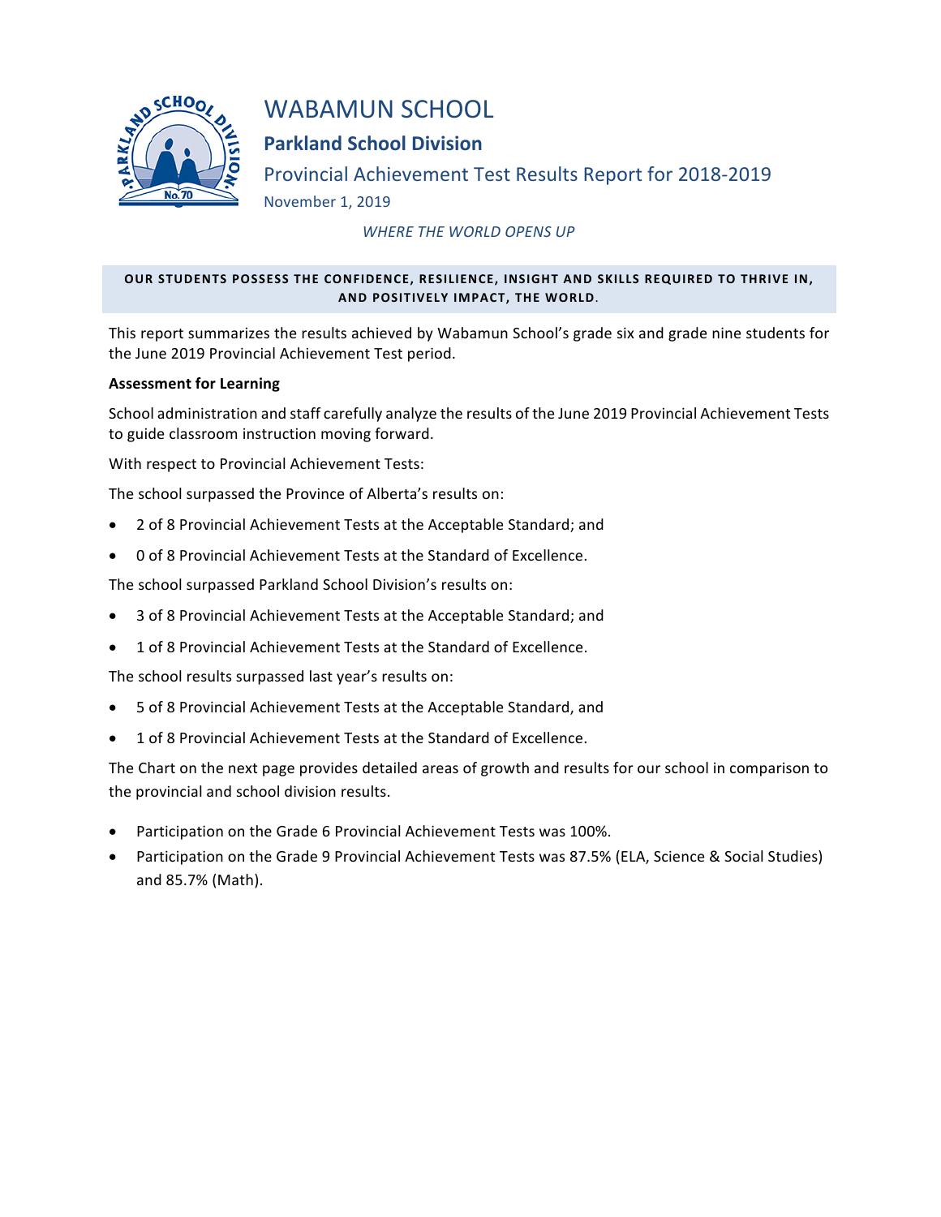# WABAMUN SCHOOL

## Parkland School Division

### Provincial Achievement Test Results Report for 2018-2019

November 1, 2019

*WHERE THE WORLD OPENS UP*

**OUR STUDENTS POSSESS THE CONFIDENCE, RESILIENCE, INSIGHT AND SKILLS REQUIRED TO THRIVE IN, AND POSITIVELY IMPACT, THE WORLD.**

This report summarizes the results achieved by Wabamun School's grade six and grade nine students for the June 2019 Provincial Achievement Test period.

**Assessment for Learning**

School administration and staff carefully analyze the results of the June 2019 Provincial Achievement Tests to guide classroom instruction moving forward.

With respect to Provincial Achievement Tests:

The school surpassed the Province of Alberta's results on:

- 2 of 8 Provincial Achievement Tests at the Acceptable Standard; and
- 0 of 8 Provincial Achievement Tests at the Standard of Excellence.

The school surpassed Parkland School Division's results on:

- 3 of 8 Provincial Achievement Tests at the Acceptable Standard; and
- 1 of 8 Provincial Achievement Tests at the Standard of Excellence.

The school results surpassed last year's results on:

- 5 of 8 Provincial Achievement Tests at the Acceptable Standard, and
- 1 of 8 Provincial Achievement Tests at the Standard of Excellence.

The Chart on the next page provides detailed areas of growth and results for our school in comparison to the provincial and school division results.

- Participation on the Grade 6 Provincial Achievement Tests was 100%.
- Participation on the Grade 9 Provincial Achievement Tests was 87.5% (ELA, Science & Social Studies) and 85.7% (Math).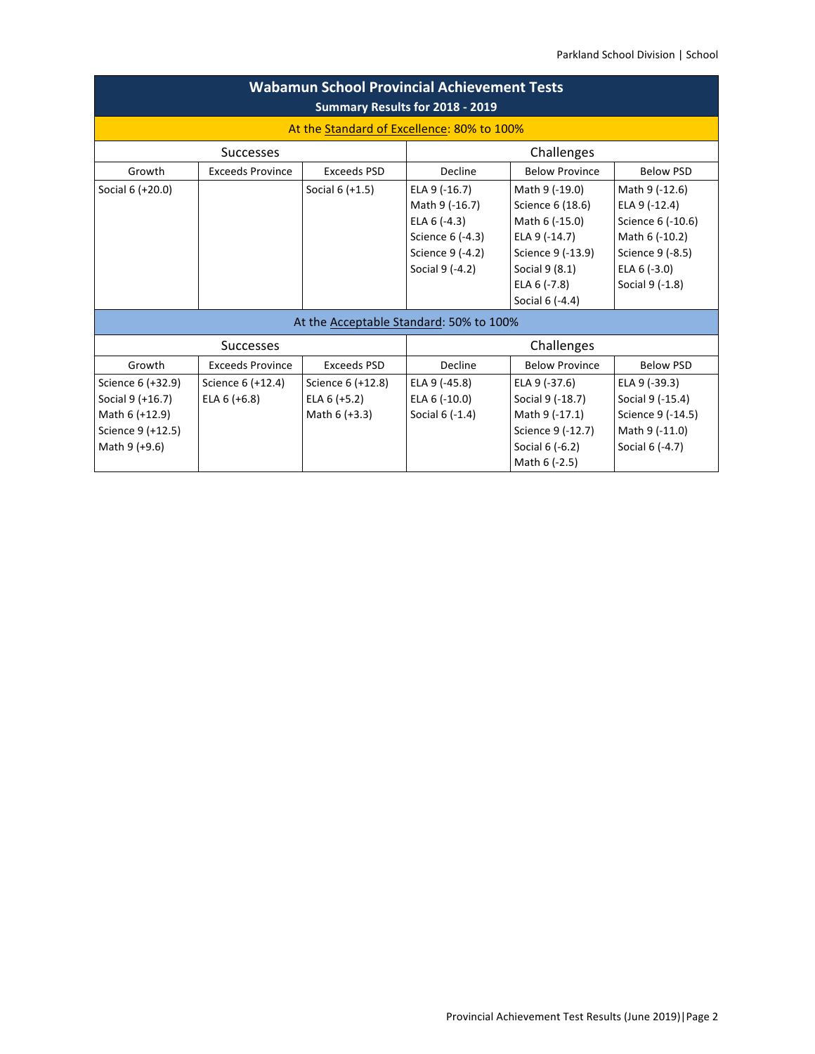## Wabamun School Provincial Achievement Tests

**Summary Results for 2018 - 2019**

| At the Standard of Excellence: 80% to 100% | | | | | |
|---|---|---|---|---|---|
| Successes | | | Challenges | | |
| Growth | Exceeds Province | Exceeds PSD | Decline | Below Province | Below PSD |
| Social 6 (+20.0) | | Social 6 (+1.5) | ELA 9 (-16.7)<br>Math 9 (-16.7)<br>ELA 6 (-4.3)<br>Science 6 (-4.3)<br>Science 9 (-4.2)<br>Social 9 (-4.2) | Math 9 (-19.0)<br>Science 6 (18.6)<br>Math 6 (-15.0)<br>ELA 9 (-14.7)<br>Science 9 (-13.9)<br>Social 9 (8.1)<br>ELA 6 (-7.8)<br>Social 6 (-4.4) | Math 9 (-12.6)<br>ELA 9 (-12.4)<br>Science 6 (-10.6)<br>Math 6 (-10.2)<br>Science 9 (-8.5)<br>ELA 6 (-3.0)<br>Social 9 (-1.8) |

| At the Acceptable Standard: 50% to 100% | | | | | |
|---|---|---|---|---|---|
| Successes | | | Challenges | | |
| Growth | Exceeds Province | Exceeds PSD | Decline | Below Province | Below PSD |
| Science 6 (+32.9)<br>Social 9 (+16.7)<br>Math 6 (+12.9)<br>Science 9 (+12.5)<br>Math 9 (+9.6) | Science 6 (+12.4)<br>ELA 6 (+6.8) | Science 6 (+12.8)<br>ELA 6 (+5.2)<br>Math 6 (+3.3) | ELA 9 (-45.8)<br>ELA 6 (-10.0)<br>Social 6 (-1.4) | ELA 9 (-37.6)<br>Social 9 (-18.7)<br>Math 9 (-17.1)<br>Science 9 (-12.7)<br>Social 6 (-6.2)<br>Math 6 (-2.5) | ELA 9 (-39.3)<br>Social 9 (-15.4)<br>Science 9 (-14.5)<br>Math 9 (-11.0)<br>Social 6 (-4.7) |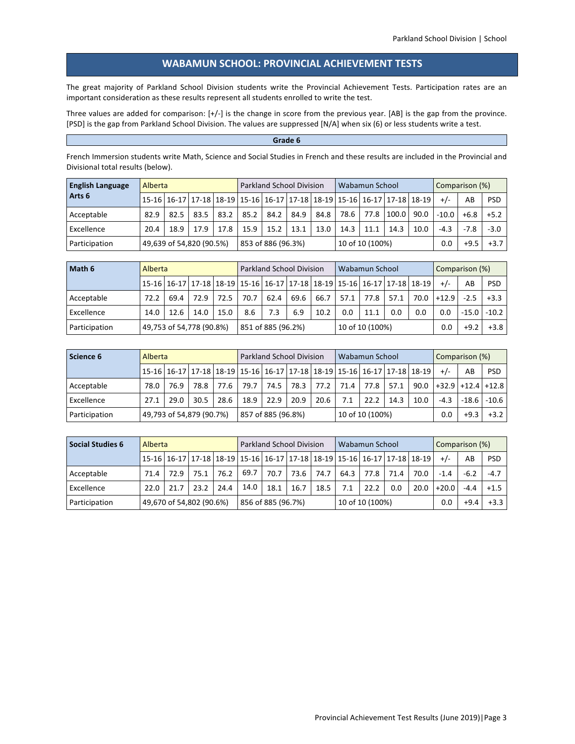# WABAMUN SCHOOL: PROVINCIAL ACHIEVEMENT TESTS

The great majority of Parkland School Division students write the Provincial Achievement Tests. Participation rates are an important consideration as these results represent all students enrolled to write the test.

Three values are added for comparison: [+/-] is the change in score from the previous year. [AB] is the gap from the province. [PSD] is the gap from Parkland School Division. The values are suppressed [N/A] when six (6) or less students write a test.

## Grade 6

French Immersion students write Math, Science and Social Studies in French and these results are included in the Provincial and Divisional total results (below).

| English Language Arts 6 | Alberta | | | | Parkland School Division | | | | Wabamun School | | | | Comparison (%) | | |
|---|---|---|---|---|---|---|---|---|---|---|---|---|---|---|---|
| | 15-16 | 16-17 | 17-18 | 18-19 | 15-16 | 16-17 | 17-18 | 18-19 | 15-16 | 16-17 | 17-18 | 18-19 | +/- | AB | PSD |
| Acceptable | 82.9 | 82.5 | 83.5 | 83.2 | 85.2 | 84.2 | 84.9 | 84.8 | 78.6 | 77.8 | 100.0 | 90.0 | -10.0 | +6.8 | +5.2 |
| Excellence | 20.4 | 18.9 | 17.9 | 17.8 | 15.9 | 15.2 | 13.1 | 13.0 | 14.3 | 11.1 | 14.3 | 10.0 | -4.3 | -7.8 | -3.0 |
| Participation | 49,639 of 54,820 (90.5%) | | | | 853 of 886 (96.3%) | | | | 10 of 10 (100%) | | | | 0.0 | +9.5 | +3.7 |

| Math 6 | Alberta | | | | Parkland School Division | | | | Wabamun School | | | | Comparison (%) | | |
|---|---|---|---|---|---|---|---|---|---|---|---|---|---|---|---|
| | 15-16 | 16-17 | 17-18 | 18-19 | 15-16 | 16-17 | 17-18 | 18-19 | 15-16 | 16-17 | 17-18 | 18-19 | +/- | AB | PSD |
| Acceptable | 72.2 | 69.4 | 72.9 | 72.5 | 70.7 | 62.4 | 69.6 | 66.7 | 57.1 | 77.8 | 57.1 | 70.0 | +12.9 | -2.5 | +3.3 |
| Excellence | 14.0 | 12.6 | 14.0 | 15.0 | 8.6 | 7.3 | 6.9 | 10.2 | 0.0 | 11.1 | 0.0 | 0.0 | 0.0 | -15.0 | -10.2 |
| Participation | 49,753 of 54,778 (90.8%) | | | | 851 of 885 (96.2%) | | | | 10 of 10 (100%) | | | | 0.0 | +9.2 | +3.8 |

| Science 6 | Alberta | | | | Parkland School Division | | | | Wabamun School | | | | Comparison (%) | | |
|---|---|---|---|---|---|---|---|---|---|---|---|---|---|---|---|
| | 15-16 | 16-17 | 17-18 | 18-19 | 15-16 | 16-17 | 17-18 | 18-19 | 15-16 | 16-17 | 17-18 | 18-19 | +/- | AB | PSD |
| Acceptable | 78.0 | 76.9 | 78.8 | 77.6 | 79.7 | 74.5 | 78.3 | 77.2 | 71.4 | 77.8 | 57.1 | 90.0 | +32.9 | +12.4 | +12.8 |
| Excellence | 27.1 | 29.0 | 30.5 | 28.6 | 18.9 | 22.9 | 20.9 | 20.6 | 7.1 | 22.2 | 14.3 | 10.0 | -4.3 | -18.6 | -10.6 |
| Participation | 49,793 of 54,879 (90.7%) | | | | 857 of 885 (96.8%) | | | | 10 of 10 (100%) | | | | 0.0 | +9.3 | +3.2 |

| Social Studies 6 | Alberta | | | | Parkland School Division | | | | Wabamun School | | | | Comparison (%) | | |
|---|---|---|---|---|---|---|---|---|---|---|---|---|---|---|---|
| | 15-16 | 16-17 | 17-18 | 18-19 | 15-16 | 16-17 | 17-18 | 18-19 | 15-16 | 16-17 | 17-18 | 18-19 | +/- | AB | PSD |
| Acceptable | 71.4 | 72.9 | 75.1 | 76.2 | 69.7 | 70.7 | 73.6 | 74.7 | 64.3 | 77.8 | 71.4 | 70.0 | -1.4 | -6.2 | -4.7 |
| Excellence | 22.0 | 21.7 | 23.2 | 24.4 | 14.0 | 18.1 | 16.7 | 18.5 | 7.1 | 22.2 | 0.0 | 20.0 | +20.0 | -4.4 | +1.5 |
| Participation | 49,670 of 54,802 (90.6%) | | | | 856 of 885 (96.7%) | | | | 10 of 10 (100%) | | | | 0.0 | +9.4 | +3.3 |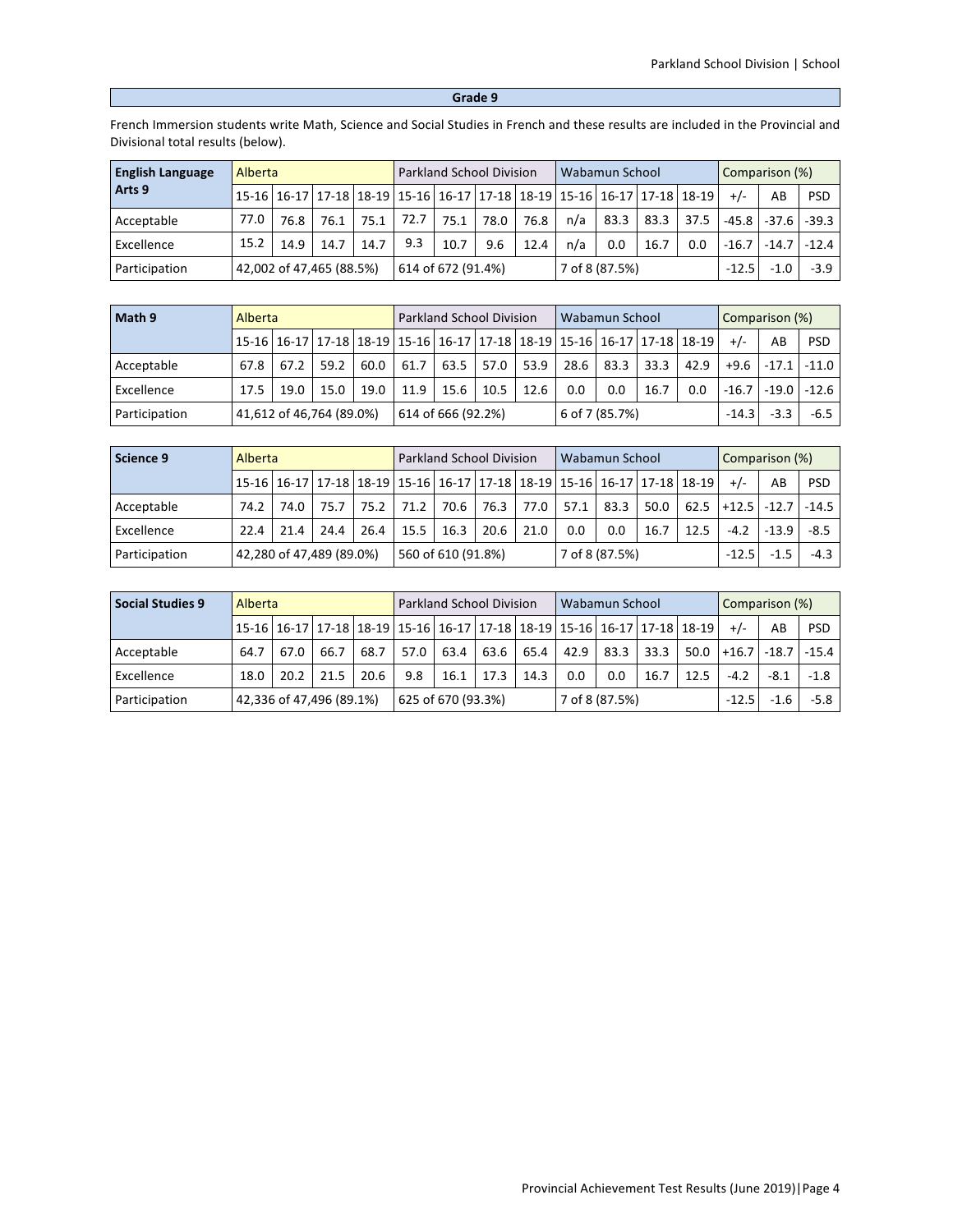## Grade 9

French Immersion students write Math, Science and Social Studies in French and these results are included in the Provincial and Divisional total results (below).

| English Language Arts 9 | Alberta | | | | Parkland School Division | | | | Wabamun School | | | | Comparison (%) | | |
|---|---|---|---|---|---|---|---|---|---|---|---|---|---|---|---|
| | 15-16 | 16-17 | 17-18 | 18-19 | 15-16 | 16-17 | 17-18 | 18-19 | 15-16 | 16-17 | 17-18 | 18-19 | +/- | AB | PSD |
| Acceptable | 77.0 | 76.8 | 76.1 | 75.1 | 72.7 | 75.1 | 78.0 | 76.8 | n/a | 83.3 | 83.3 | 37.5 | -45.8 | -37.6 | -39.3 |
| Excellence | 15.2 | 14.9 | 14.7 | 14.7 | 9.3 | 10.7 | 9.6 | 12.4 | n/a | 0.0 | 16.7 | 0.0 | -16.7 | -14.7 | -12.4 |
| Participation | 42,002 of 47,465 (88.5%) | | | | 614 of 672 (91.4%) | | | | 7 of 8 (87.5%) | | | | -12.5 | -1.0 | -3.9 |

| Math 9 | Alberta | | | | Parkland School Division | | | | Wabamun School | | | | Comparison (%) | | |
|---|---|---|---|---|---|---|---|---|---|---|---|---|---|---|---|
| | 15-16 | 16-17 | 17-18 | 18-19 | 15-16 | 16-17 | 17-18 | 18-19 | 15-16 | 16-17 | 17-18 | 18-19 | +/- | AB | PSD |
| Acceptable | 67.8 | 67.2 | 59.2 | 60.0 | 61.7 | 63.5 | 57.0 | 53.9 | 28.6 | 83.3 | 33.3 | 42.9 | +9.6 | -17.1 | -11.0 |
| Excellence | 17.5 | 19.0 | 15.0 | 19.0 | 11.9 | 15.6 | 10.5 | 12.6 | 0.0 | 0.0 | 16.7 | 0.0 | -16.7 | -19.0 | -12.6 |
| Participation | 41,612 of 46,764 (89.0%) | | | | 614 of 666 (92.2%) | | | | 6 of 7 (85.7%) | | | | -14.3 | -3.3 | -6.5 |

| Science 9 | Alberta | | | | Parkland School Division | | | | Wabamun School | | | | Comparison (%) | | |
|---|---|---|---|---|---|---|---|---|---|---|---|---|---|---|---|
| | 15-16 | 16-17 | 17-18 | 18-19 | 15-16 | 16-17 | 17-18 | 18-19 | 15-16 | 16-17 | 17-18 | 18-19 | +/- | AB | PSD |
| Acceptable | 74.2 | 74.0 | 75.7 | 75.2 | 71.2 | 70.6 | 76.3 | 77.0 | 57.1 | 83.3 | 50.0 | 62.5 | +12.5 | -12.7 | -14.5 |
| Excellence | 22.4 | 21.4 | 24.4 | 26.4 | 15.5 | 16.3 | 20.6 | 21.0 | 0.0 | 0.0 | 16.7 | 12.5 | -4.2 | -13.9 | -8.5 |
| Participation | 42,280 of 47,489 (89.0%) | | | | 560 of 610 (91.8%) | | | | 7 of 8 (87.5%) | | | | -12.5 | -1.5 | -4.3 |

| Social Studies 9 | Alberta | | | | Parkland School Division | | | | Wabamun School | | | | Comparison (%) | | |
|---|---|---|---|---|---|---|---|---|---|---|---|---|---|---|---|
| | 15-16 | 16-17 | 17-18 | 18-19 | 15-16 | 16-17 | 17-18 | 18-19 | 15-16 | 16-17 | 17-18 | 18-19 | +/- | AB | PSD |
| Acceptable | 64.7 | 67.0 | 66.7 | 68.7 | 57.0 | 63.4 | 63.6 | 65.4 | 42.9 | 83.3 | 33.3 | 50.0 | +16.7 | -18.7 | -15.4 |
| Excellence | 18.0 | 20.2 | 21.5 | 20.6 | 9.8 | 16.1 | 17.3 | 14.3 | 0.0 | 0.0 | 16.7 | 12.5 | -4.2 | -8.1 | -1.8 |
| Participation | 42,336 of 47,496 (89.1%) | | | | 625 of 670 (93.3%) | | | | 7 of 8 (87.5%) | | | | -12.5 | -1.6 | -5.8 |